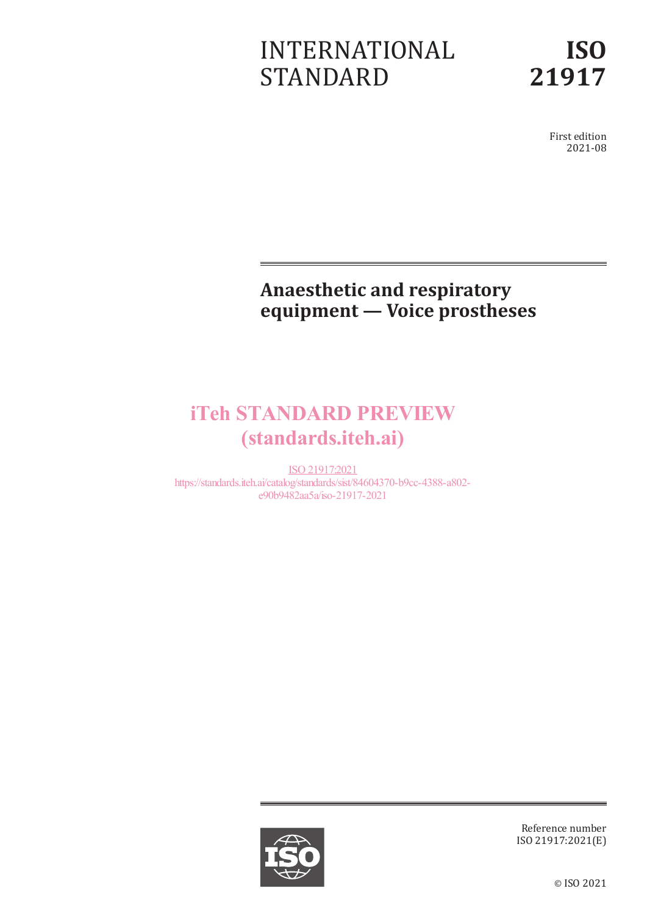# INTERNATIONAL STANDARD

# ISO 21917

First edition
2021-08

## Anaesthetic and respiratory equipment — Voice prostheses

iTeh STANDARD PREVIEW
(standards.iteh.ai)

ISO 21917:2021
https://standards.iteh.ai/catalog/standards/sist/84604370-b9cc-4388-a802-e90b9482aa5a/iso-21917-2021

Reference number
ISO 21917:2021(E)

© ISO 2021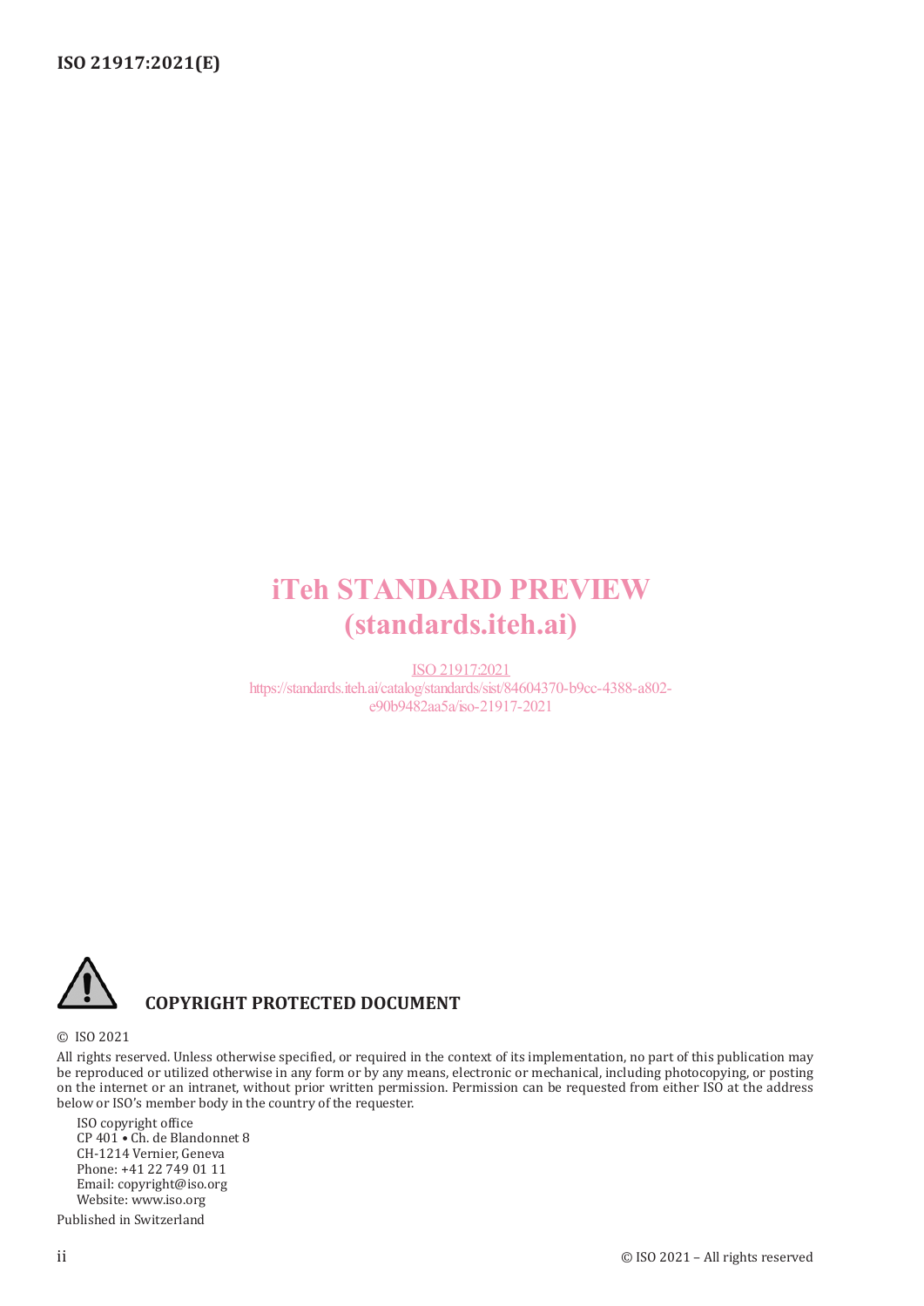iTeh STANDARD PREVIEW
(standards.iteh.ai)

ISO 21917:2021
https://standards.iteh.ai/catalog/standards/sist/84604370-b9cc-4388-a802-e90b9482aa5a/iso-21917-2021

**COPYRIGHT PROTECTED DOCUMENT**

© ISO 2021

All rights reserved. Unless otherwise specified, or required in the context of its implementation, no part of this publication may be reproduced or utilized otherwise in any form or by any means, electronic or mechanical, including photocopying, or posting on the internet or an intranet, without prior written permission. Permission can be requested from either ISO at the address below or ISO's member body in the country of the requester.

ISO copyright office
CP 401 • Ch. de Blandonnet 8
CH-1214 Vernier, Geneva
Phone: +41 22 749 01 11
Email: copyright@iso.org
Website: www.iso.org

Published in Switzerland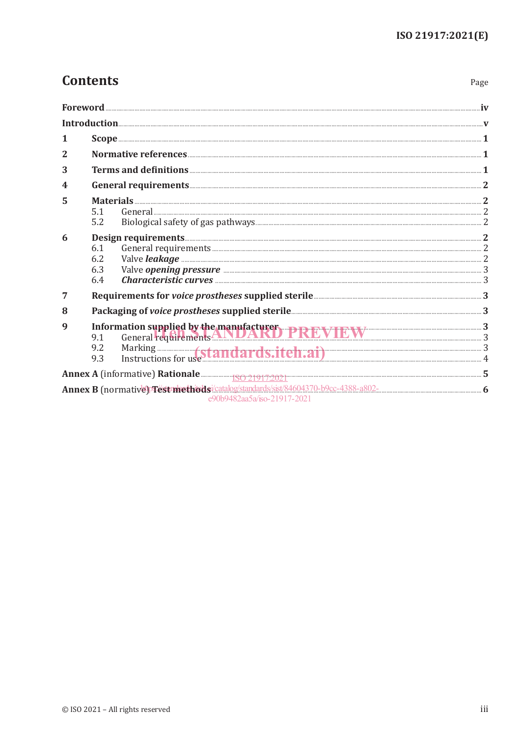# Contents

Page

**Foreword** .......... **iv**

**Introduction** .......... **v**

**1 Scope** .......... **1**

**2 Normative references** .......... **1**

**3 Terms and definitions** .......... **1**

**4 General requirements** .......... **2**

**5 Materials** .......... **2**
- 5.1 General .......... 2
- 5.2 Biological safety of gas pathways .......... 2

**6 Design requirements** .......... **2**
- 6.1 General requirements .......... 2
- 6.2 Valve ***leakage*** .......... 2
- 6.3 Valve ***opening pressure*** .......... 3
- 6.4 ***Characteristic curves*** .......... 3

**7 Requirements for *voice prostheses* supplied sterile** .......... **3**

**8 Packaging of *voice prostheses* supplied sterile** .......... **3**

**9 Information supplied by the manufacturer** .......... **3**
- 9.1 General requirements .......... 3
- 9.2 Marking .......... 3
- 9.3 Instructions for use .......... 4

**Annex A** (informative) **Rationale** .......... **5**

**Annex B** (normative) **Test methods** .......... **6**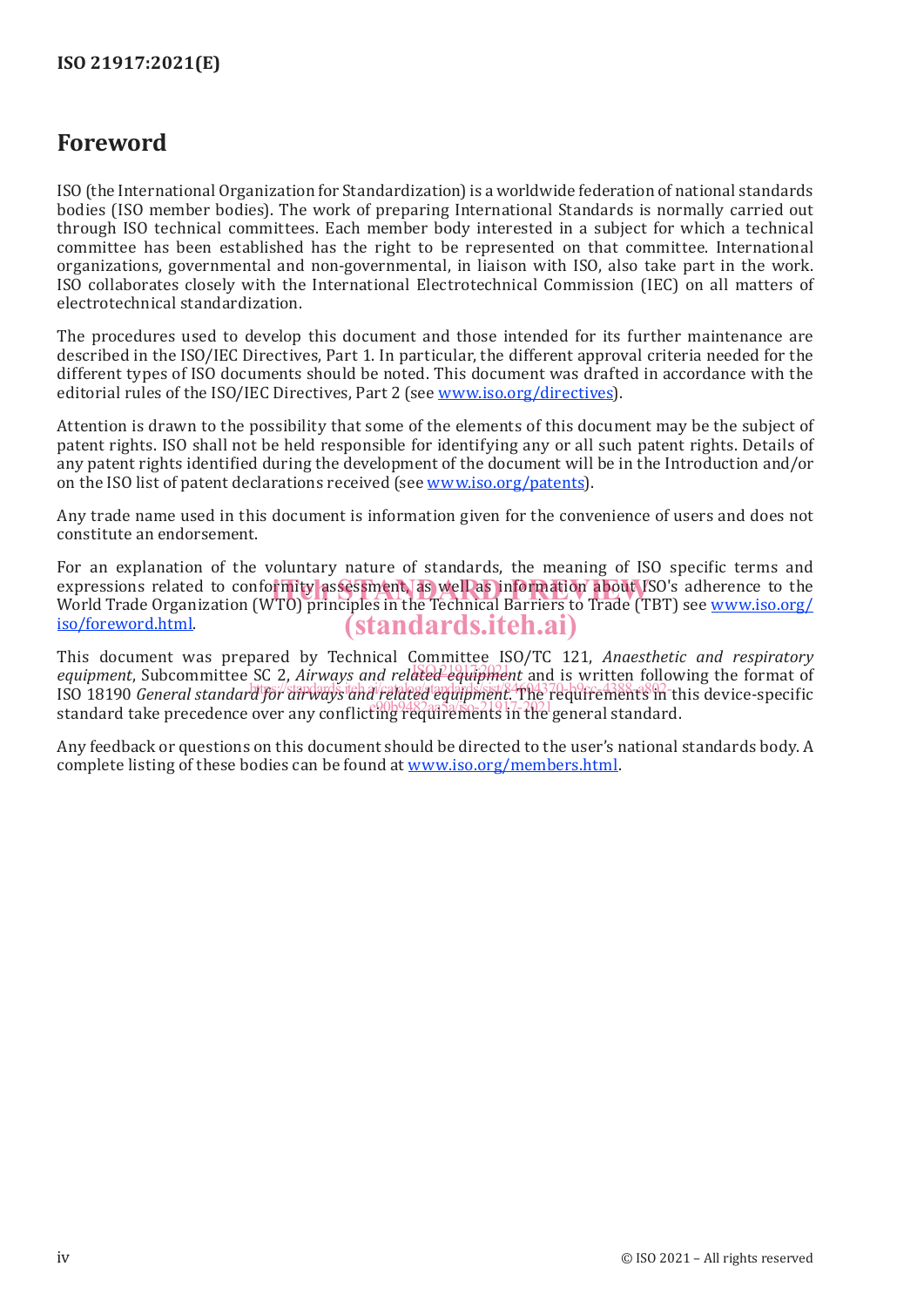# Foreword

ISO (the International Organization for Standardization) is a worldwide federation of national standards bodies (ISO member bodies). The work of preparing International Standards is normally carried out through ISO technical committees. Each member body interested in a subject for which a technical committee has been established has the right to be represented on that committee. International organizations, governmental and non-governmental, in liaison with ISO, also take part in the work. ISO collaborates closely with the International Electrotechnical Commission (IEC) on all matters of electrotechnical standardization.

The procedures used to develop this document and those intended for its further maintenance are described in the ISO/IEC Directives, Part 1. In particular, the different approval criteria needed for the different types of ISO documents should be noted. This document was drafted in accordance with the editorial rules of the ISO/IEC Directives, Part 2 (see www.iso.org/directives).

Attention is drawn to the possibility that some of the elements of this document may be the subject of patent rights. ISO shall not be held responsible for identifying any or all such patent rights. Details of any patent rights identified during the development of the document will be in the Introduction and/or on the ISO list of patent declarations received (see www.iso.org/patents).

Any trade name used in this document is information given for the convenience of users and does not constitute an endorsement.

For an explanation of the voluntary nature of standards, the meaning of ISO specific terms and expressions related to conformity assessment, as well as information about ISO's adherence to the World Trade Organization (WTO) principles in the Technical Barriers to Trade (TBT) see www.iso.org/iso/foreword.html.

This document was prepared by Technical Committee ISO/TC 121, *Anaesthetic and respiratory equipment*, Subcommittee SC 2, *Airways and related equipment* and is written following the format of ISO 18190 *General standard for airways and related equipment*. The requirements in this device-specific standard take precedence over any conflicting requirements in the general standard.

Any feedback or questions on this document should be directed to the user's national standards body. A complete listing of these bodies can be found at www.iso.org/members.html.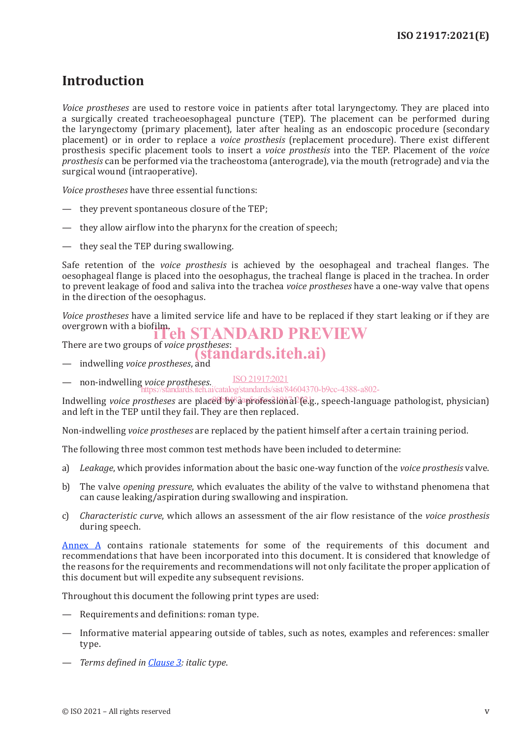# Introduction

*Voice prostheses* are used to restore voice in patients after total laryngectomy. They are placed into a surgically created tracheoesophageal puncture (TEP). The placement can be performed during the laryngectomy (primary placement), later after healing as an endoscopic procedure (secondary placement) or in order to replace a *voice prosthesis* (replacement procedure). There exist different prosthesis specific placement tools to insert a *voice prosthesis* into the TEP. Placement of the *voice prosthesis* can be performed via the tracheostoma (anterograde), via the mouth (retrograde) and via the surgical wound (intraoperative).

*Voice prostheses* have three essential functions:

— they prevent spontaneous closure of the TEP;

— they allow airflow into the pharynx for the creation of speech;

— they seal the TEP during swallowing.

Safe retention of the *voice prosthesis* is achieved by the oesophageal and tracheal flanges. The oesophageal flange is placed into the oesophagus, the tracheal flange is placed in the trachea. In order to prevent leakage of food and saliva into the trachea *voice prostheses* have a one-way valve that opens in the direction of the oesophagus.

*Voice prostheses* have a limited service life and have to be replaced if they start leaking or if they are overgrown with a biofilm.

There are two groups of *voice prostheses*:

— indwelling *voice prostheses*, and

— non-indwelling *voice prostheses*.

Indwelling *voice prostheses* are placed by a professional (e.g., speech-language pathologist, physician) and left in the TEP until they fail. They are then replaced.

Non-indwelling *voice prostheses* are replaced by the patient himself after a certain training period.

The following three most common test methods have been included to determine:

a) *Leakage*, which provides information about the basic one-way function of the *voice prosthesis* valve.

b) The valve *opening pressure*, which evaluates the ability of the valve to withstand phenomena that can cause leaking/aspiration during swallowing and inspiration.

c) *Characteristic curve*, which allows an assessment of the air flow resistance of the *voice prosthesis* during speech.

Annex A contains rationale statements for some of the requirements of this document and recommendations that have been incorporated into this document. It is considered that knowledge of the reasons for the requirements and recommendations will not only facilitate the proper application of this document but will expedite any subsequent revisions.

Throughout this document the following print types are used:

— Requirements and definitions: roman type.

— Informative material appearing outside of tables, such as notes, examples and references: smaller type.

— *Terms defined in Clause 3: italic type.*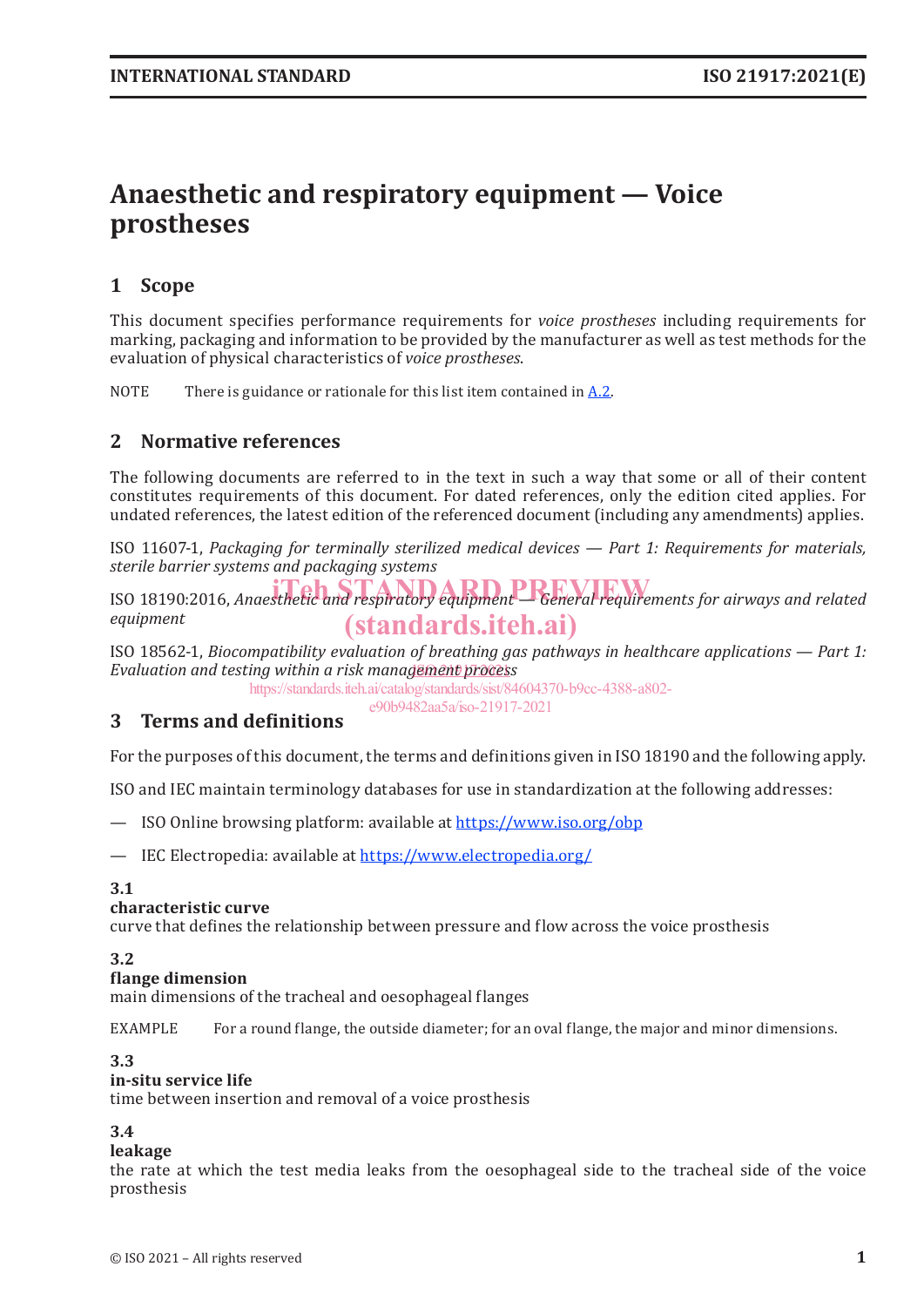# Anaesthetic and respiratory equipment — Voice prostheses

## 1 Scope

This document specifies performance requirements for *voice prostheses* including requirements for marking, packaging and information to be provided by the manufacturer as well as test methods for the evaluation of physical characteristics of *voice prostheses*.

NOTE There is guidance or rationale for this list item contained in A.2.

## 2 Normative references

The following documents are referred to in the text in such a way that some or all of their content constitutes requirements of this document. For dated references, only the edition cited applies. For undated references, the latest edition of the referenced document (including any amendments) applies.

ISO 11607-1, *Packaging for terminally sterilized medical devices — Part 1: Requirements for materials, sterile barrier systems and packaging systems*

ISO 18190:2016, *Anaesthetic and respiratory equipment — General requirements for airways and related equipment*

ISO 18562-1, *Biocompatibility evaluation of breathing gas pathways in healthcare applications — Part 1: Evaluation and testing within a risk management process*

## 3 Terms and definitions

For the purposes of this document, the terms and definitions given in ISO 18190 and the following apply.

ISO and IEC maintain terminology databases for use in standardization at the following addresses:

— ISO Online browsing platform: available at https://www.iso.org/obp

— IEC Electropedia: available at https://www.electropedia.org/

**3.1**
**characteristic curve**
curve that defines the relationship between pressure and flow across the voice prosthesis

**3.2**
**flange dimension**
main dimensions of the tracheal and oesophageal flanges

EXAMPLE For a round flange, the outside diameter; for an oval flange, the major and minor dimensions.

**3.3**
**in-situ service life**
time between insertion and removal of a voice prosthesis

**3.4**
**leakage**
the rate at which the test media leaks from the oesophageal side to the tracheal side of the voice prosthesis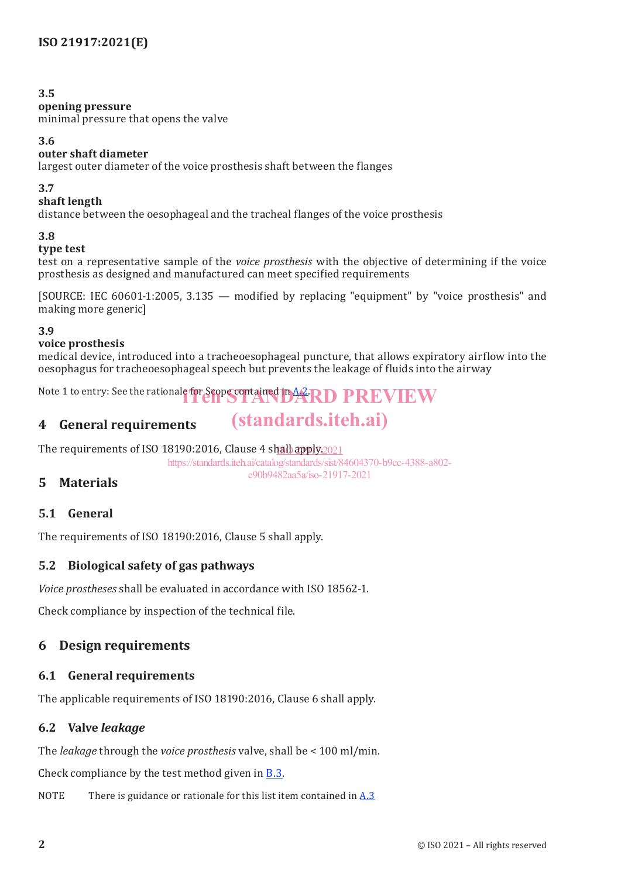**3.5**
**opening pressure**
minimal pressure that opens the valve

**3.6**
**outer shaft diameter**
largest outer diameter of the voice prosthesis shaft between the flanges

**3.7**
**shaft length**
distance between the oesophageal and the tracheal flanges of the voice prosthesis

**3.8**
**type test**
test on a representative sample of the *voice prosthesis* with the objective of determining if the voice prosthesis as designed and manufactured can meet specified requirements

[SOURCE: IEC 60601-1:2005, 3.135 — modified by replacing "equipment" by "voice prosthesis" and making more generic]

**3.9**
**voice prosthesis**
medical device, introduced into a tracheoesophageal puncture, that allows expiratory airflow into the oesophagus for tracheoesophageal speech but prevents the leakage of fluids into the airway

Note 1 to entry: See the rationale for Scope contained in A.2.

## 4 General requirements

The requirements of ISO 18190:2016, Clause 4 shall apply.

## 5 Materials

### 5.1 General

The requirements of ISO 18190:2016, Clause 5 shall apply.

### 5.2 Biological safety of gas pathways

*Voice prostheses* shall be evaluated in accordance with ISO 18562-1.

Check compliance by inspection of the technical file.

## 6 Design requirements

### 6.1 General requirements

The applicable requirements of ISO 18190:2016, Clause 6 shall apply.

### 6.2 Valve *leakage*

The *leakage* through the *voice prosthesis* valve, shall be < 100 ml/min.

Check compliance by the test method given in B.3.

NOTE There is guidance or rationale for this list item contained in A.3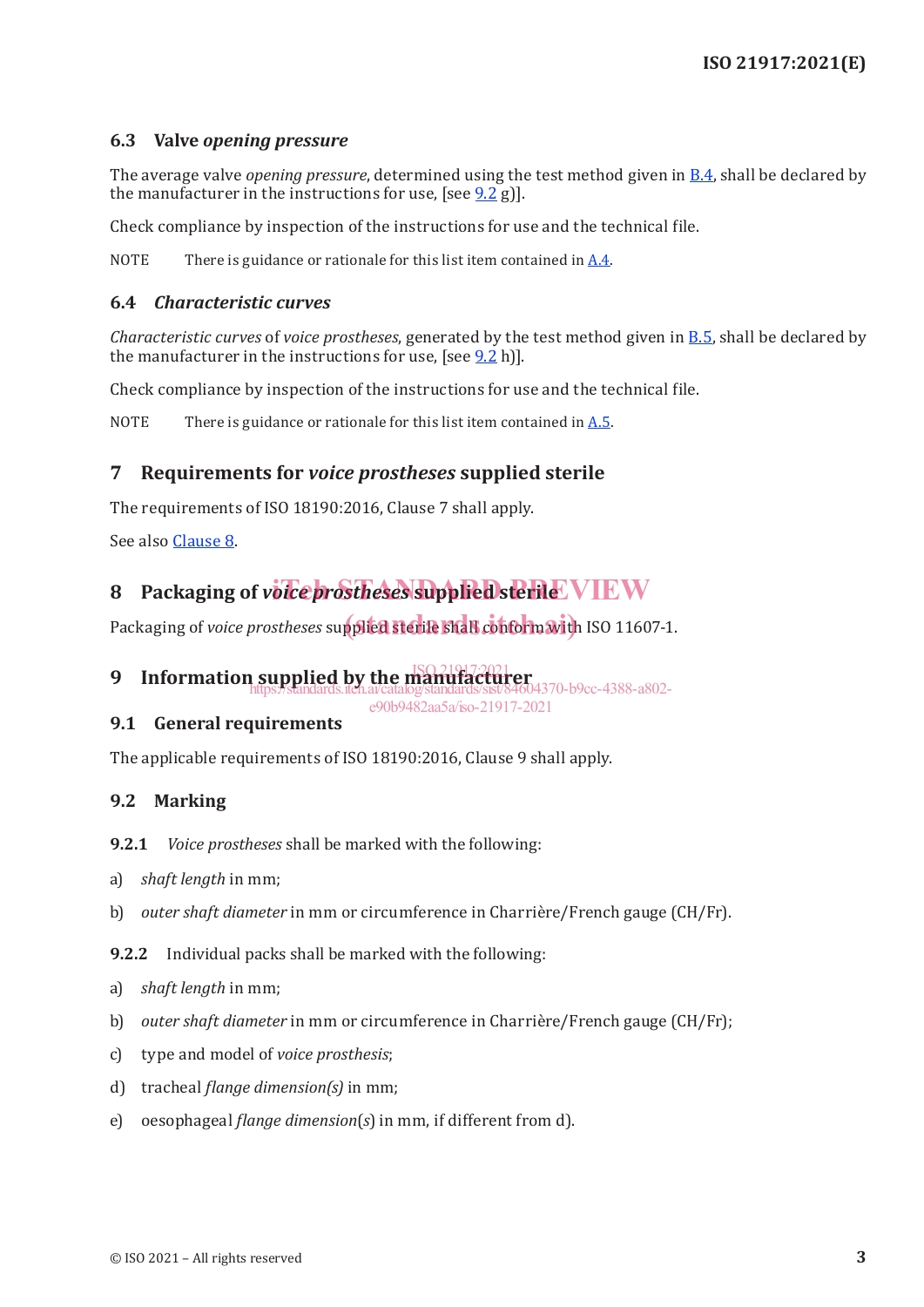### 6.3 Valve *opening pressure*

The average valve *opening pressure*, determined using the test method given in B.4, shall be declared by the manufacturer in the instructions for use, [see 9.2 g)].

Check compliance by inspection of the instructions for use and the technical file.

NOTE There is guidance or rationale for this list item contained in A.4.

### 6.4 *Characteristic curves*

*Characteristic curves* of *voice prostheses*, generated by the test method given in B.5, shall be declared by the manufacturer in the instructions for use, [see 9.2 h)].

Check compliance by inspection of the instructions for use and the technical file.

NOTE There is guidance or rationale for this list item contained in A.5.

## 7 Requirements for *voice prostheses* supplied sterile

The requirements of ISO 18190:2016, Clause 7 shall apply.

See also Clause 8.

## 8 Packaging of *voice prostheses* supplied sterile

Packaging of *voice prostheses* supplied sterile shall conform with ISO 11607-1.

## 9 Information supplied by the manufacturer

### 9.1 General requirements

The applicable requirements of ISO 18190:2016, Clause 9 shall apply.

### 9.2 Marking

**9.2.1** *Voice prostheses* shall be marked with the following:

a) *shaft length* in mm;

b) *outer shaft diameter* in mm or circumference in Charrière/French gauge (CH/Fr).

**9.2.2** Individual packs shall be marked with the following:

a) *shaft length* in mm;

b) *outer shaft diameter* in mm or circumference in Charrière/French gauge (CH/Fr);

c) type and model of *voice prosthesis*;

d) tracheal *flange dimension(s)* in mm;

e) oesophageal *flange dimension*(*s*) in mm, if different from d).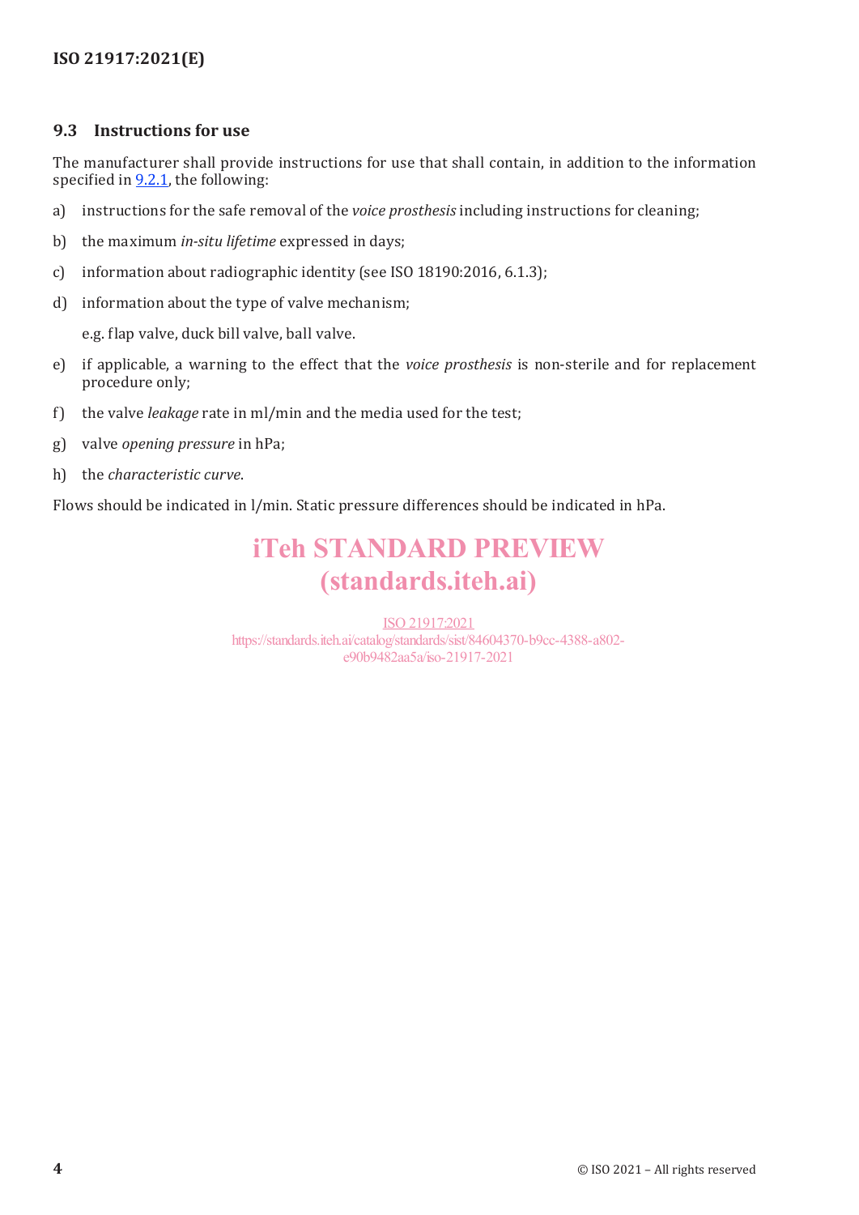### 9.3 Instructions for use

The manufacturer shall provide instructions for use that shall contain, in addition to the information specified in 9.2.1, the following:

a) instructions for the safe removal of the *voice prosthesis* including instructions for cleaning;

b) the maximum *in-situ lifetime* expressed in days;

c) information about radiographic identity (see ISO 18190:2016, 6.1.3);

d) information about the type of valve mechanism;

   e.g. flap valve, duck bill valve, ball valve.

e) if applicable, a warning to the effect that the *voice prosthesis* is non-sterile and for replacement procedure only;

f) the valve *leakage* rate in ml/min and the media used for the test;

g) valve *opening pressure* in hPa;

h) the *characteristic curve*.

Flows should be indicated in l/min. Static pressure differences should be indicated in hPa.

iTeh STANDARD PREVIEW
(standards.iteh.ai)

ISO 21917:2021
https://standards.iteh.ai/catalog/standards/sist/84604370-b9cc-4388-a802-e90b9482aa5a/iso-21917-2021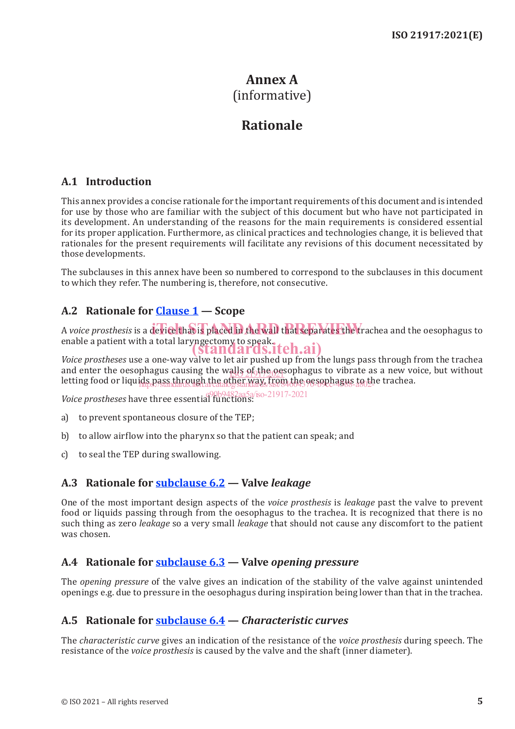# Annex A
(informative)

# Rationale

## A.1 Introduction

This annex provides a concise rationale for the important requirements of this document and is intended for use by those who are familiar with the subject of this document but who have not participated in its development. An understanding of the reasons for the main requirements is considered essential for its proper application. Furthermore, as clinical practices and technologies change, it is believed that rationales for the present requirements will facilitate any revisions of this document necessitated by those developments.

The subclauses in this annex have been so numbered to correspond to the subclauses in this document to which they refer. The numbering is, therefore, not consecutive.

## A.2 Rationale for Clause 1 — Scope

A *voice prosthesis* is a device that is placed in the wall that separates the trachea and the oesophagus to enable a patient with a total laryngectomy to speak.

*Voice prostheses* use a one-way valve to let air pushed up from the lungs pass through from the trachea and enter the oesophagus causing the walls of the oesophagus to vibrate as a new voice, but without letting food or liquids pass through the other way, from the oesophagus to the trachea.

*Voice prostheses* have three essential functions:

a) to prevent spontaneous closure of the TEP;

b) to allow airflow into the pharynx so that the patient can speak; and

c) to seal the TEP during swallowing.

## A.3 Rationale for subclause 6.2 — Valve *leakage*

One of the most important design aspects of the *voice prosthesis* is *leakage* past the valve to prevent food or liquids passing through from the oesophagus to the trachea. It is recognized that there is no such thing as zero *leakage* so a very small *leakage* that should not cause any discomfort to the patient was chosen.

## A.4 Rationale for subclause 6.3 — Valve *opening pressure*

The *opening pressure* of the valve gives an indication of the stability of the valve against unintended openings e.g. due to pressure in the oesophagus during inspiration being lower than that in the trachea.

## A.5 Rationale for subclause 6.4 — *Characteristic curves*

The *characteristic curve* gives an indication of the resistance of the *voice prosthesis* during speech. The resistance of the *voice prosthesis* is caused by the valve and the shaft (inner diameter).